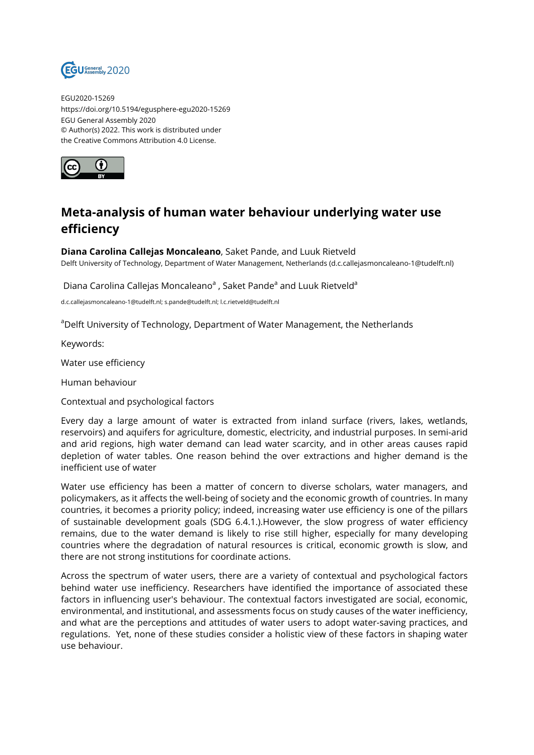EGU2020-15269
https://doi.org/10.5194/egusphere-egu2020-15269
EGU General Assembly 2020
© Author(s) 2022. This work is distributed under
the Creative Commons Attribution 4.0 License.

# Meta-analysis of human water behaviour underlying water use efficiency

**Diana Carolina Callejas Moncaleano**, Saket Pande, and Luuk Rietveld
Delft University of Technology, Department of Water Management, Netherlands (d.c.callejasmoncaleano-1@tudelft.nl)

Diana Carolina Callejas Moncaleano[a] , Saket Pande[a] and Luuk Rietveld[a]

d.c.callejasmoncaleano-1@tudelft.nl; s.pande@tudelft.nl; l.c.rietveld@tudelft.nl

[a]Delft University of Technology, Department of Water Management, the Netherlands

Keywords:

Water use efficiency

Human behaviour

Contextual and psychological factors

Every day a large amount of water is extracted from inland surface (rivers, lakes, wetlands, reservoirs) and aquifers for agriculture, domestic, electricity, and industrial purposes. In semi-arid and arid regions, high water demand can lead water scarcity, and in other areas causes rapid depletion of water tables. One reason behind the over extractions and higher demand is the inefficient use of water

Water use efficiency has been a matter of concern to diverse scholars, water managers, and policymakers, as it affects the well-being of society and the economic growth of countries. In many countries, it becomes a priority policy; indeed, increasing water use efficiency is one of the pillars of sustainable development goals (SDG 6.4.1.).However, the slow progress of water efficiency remains, due to the water demand is likely to rise still higher, especially for many developing countries where the degradation of natural resources is critical, economic growth is slow, and there are not strong institutions for coordinate actions.

Across the spectrum of water users, there are a variety of contextual and psychological factors behind water use inefficiency. Researchers have identified the importance of associated these factors in influencing user's behaviour. The contextual factors investigated are social, economic, environmental, and institutional, and assessments focus on study causes of the water inefficiency, and what are the perceptions and attitudes of water users to adopt water-saving practices, and regulations.  Yet, none of these studies consider a holistic view of these factors in shaping water use behaviour.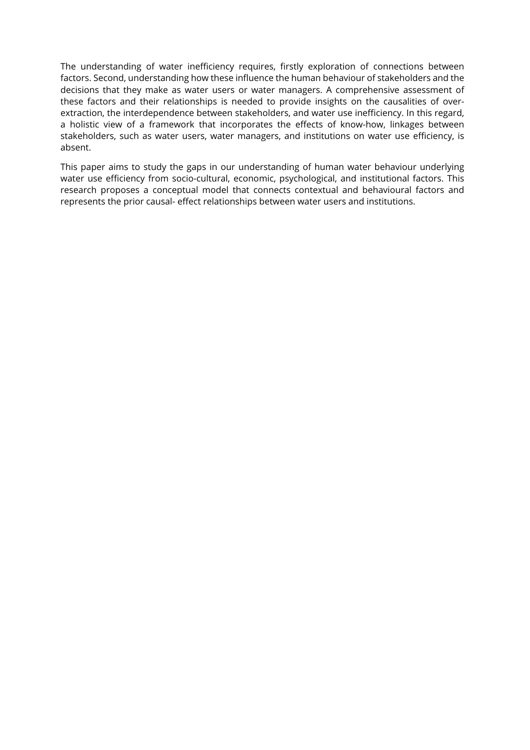The understanding of water inefficiency requires, firstly exploration of connections between factors. Second, understanding how these influence the human behaviour of stakeholders and the decisions that they make as water users or water managers. A comprehensive assessment of these factors and their relationships is needed to provide insights on the causalities of over-extraction, the interdependence between stakeholders, and water use inefficiency. In this regard, a holistic view of a framework that incorporates the effects of know-how, linkages between stakeholders, such as water users, water managers, and institutions on water use efficiency, is absent.

This paper aims to study the gaps in our understanding of human water behaviour underlying water use efficiency from socio-cultural, economic, psychological, and institutional factors. This research proposes a conceptual model that connects contextual and behavioural factors and represents the prior causal- effect relationships between water users and institutions.